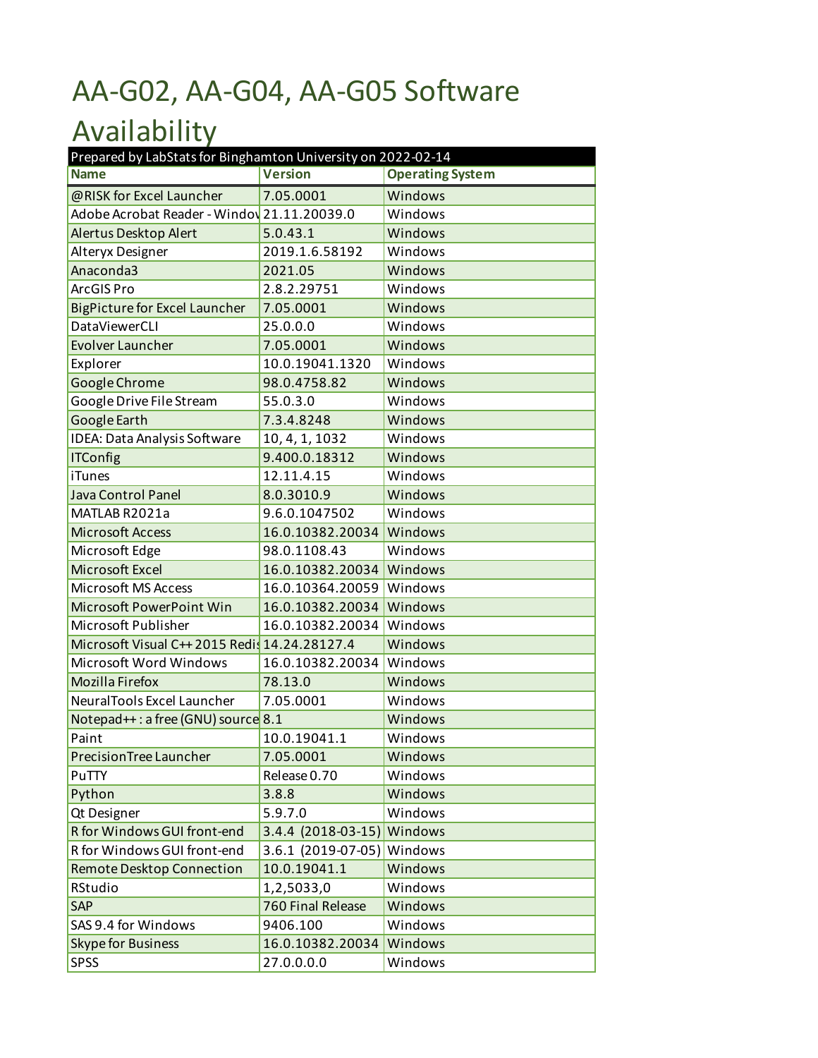# AA-G02, AA-G04, AA-G05 Software Availability

| Prepared by LabStats for Binghamton University on 2022-02-14 | | |
|---|---|---|
| **Name** | **Version** | **Operating System** |
| @RISK for Excel Launcher | 7.05.0001 | Windows |
| Adobe Acrobat Reader - Windov | 21.11.20039.0 | Windows |
| Alertus Desktop Alert | 5.0.43.1 | Windows |
| Alteryx Designer | 2019.1.6.58192 | Windows |
| Anaconda3 | 2021.05 | Windows |
| ArcGIS Pro | 2.8.2.29751 | Windows |
| BigPicture for Excel Launcher | 7.05.0001 | Windows |
| DataViewerCLI | 25.0.0.0 | Windows |
| Evolver Launcher | 7.05.0001 | Windows |
| Explorer | 10.0.19041.1320 | Windows |
| Google Chrome | 98.0.4758.82 | Windows |
| Google Drive File Stream | 55.0.3.0 | Windows |
| Google Earth | 7.3.4.8248 | Windows |
| IDEA: Data Analysis Software | 10, 4, 1, 1032 | Windows |
| ITConfig | 9.400.0.18312 | Windows |
| iTunes | 12.11.4.15 | Windows |
| Java Control Panel | 8.0.3010.9 | Windows |
| MATLAB R2021a | 9.6.0.1047502 | Windows |
| Microsoft Access | 16.0.10382.20034 | Windows |
| Microsoft Edge | 98.0.1108.43 | Windows |
| Microsoft Excel | 16.0.10382.20034 | Windows |
| Microsoft MS Access | 16.0.10364.20059 | Windows |
| Microsoft PowerPoint Win | 16.0.10382.20034 | Windows |
| Microsoft Publisher | 16.0.10382.20034 | Windows |
| Microsoft Visual C++ 2015 Redis | 14.24.28127.4 | Windows |
| Microsoft Word Windows | 16.0.10382.20034 | Windows |
| Mozilla Firefox | 78.13.0 | Windows |
| NeuralTools Excel Launcher | 7.05.0001 | Windows |
| Notepad++ : a free (GNU) source | 8.1 | Windows |
| Paint | 10.0.19041.1 | Windows |
| PrecisionTree Launcher | 7.05.0001 | Windows |
| PuTTY | Release 0.70 | Windows |
| Python | 3.8.8 | Windows |
| Qt Designer | 5.9.7.0 | Windows |
| R for Windows GUI front-end | 3.4.4 (2018-03-15) | Windows |
| R for Windows GUI front-end | 3.6.1 (2019-07-05) | Windows |
| Remote Desktop Connection | 10.0.19041.1 | Windows |
| RStudio | 1,2,5033,0 | Windows |
| SAP | 760 Final Release | Windows |
| SAS 9.4 for Windows | 9406.100 | Windows |
| Skype for Business | 16.0.10382.20034 | Windows |
| SPSS | 27.0.0.0.0 | Windows |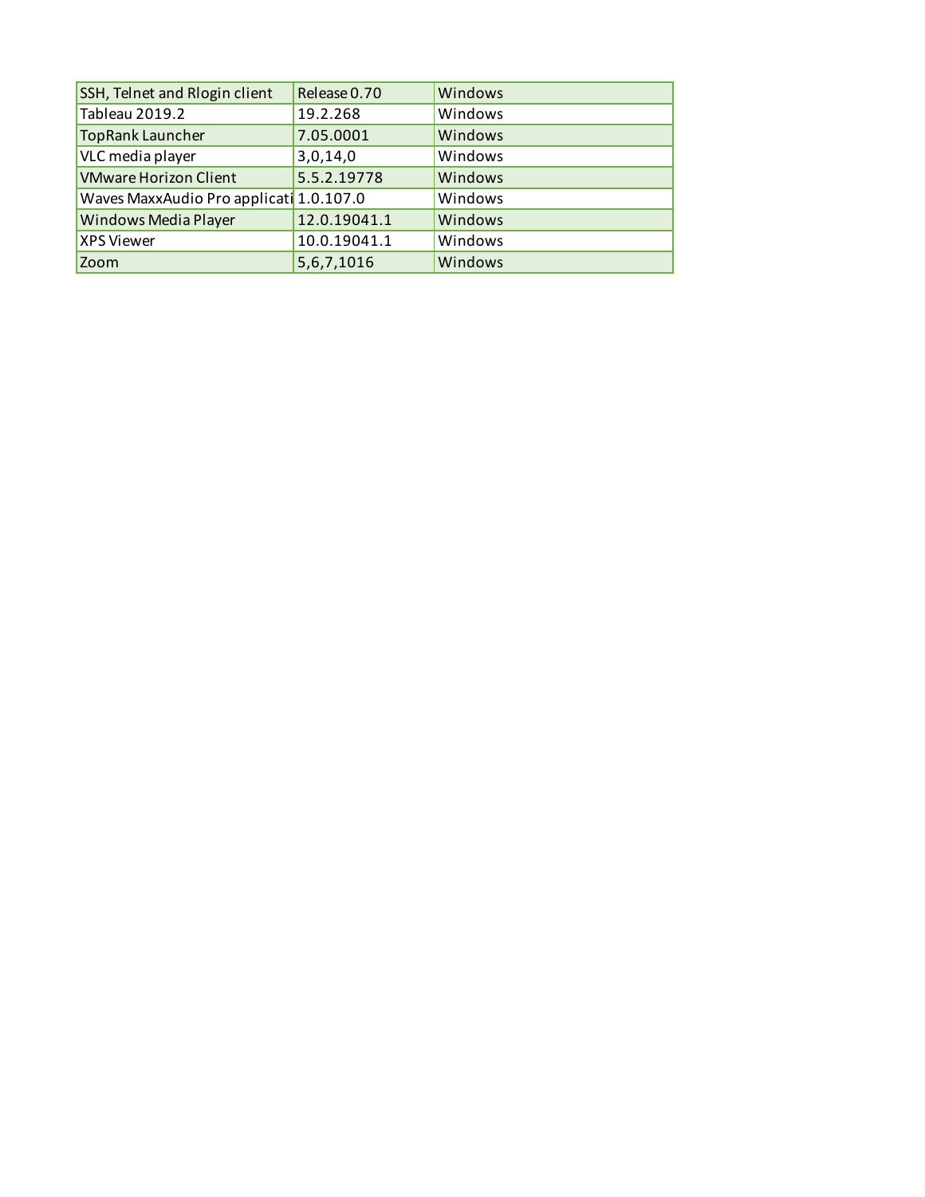| | | |
|---|---|---|
| SSH, Telnet and Rlogin client | Release 0.70 | Windows |
| Tableau 2019.2 | 19.2.268 | Windows |
| TopRank Launcher | 7.05.0001 | Windows |
| VLC media player | 3,0,14,0 | Windows |
| VMware Horizon Client | 5.5.2.19778 | Windows |
| Waves MaxxAudio Pro applicati | 1.0.107.0 | Windows |
| Windows Media Player | 12.0.19041.1 | Windows |
| XPS Viewer | 10.0.19041.1 | Windows |
| Zoom | 5,6,7,1016 | Windows |